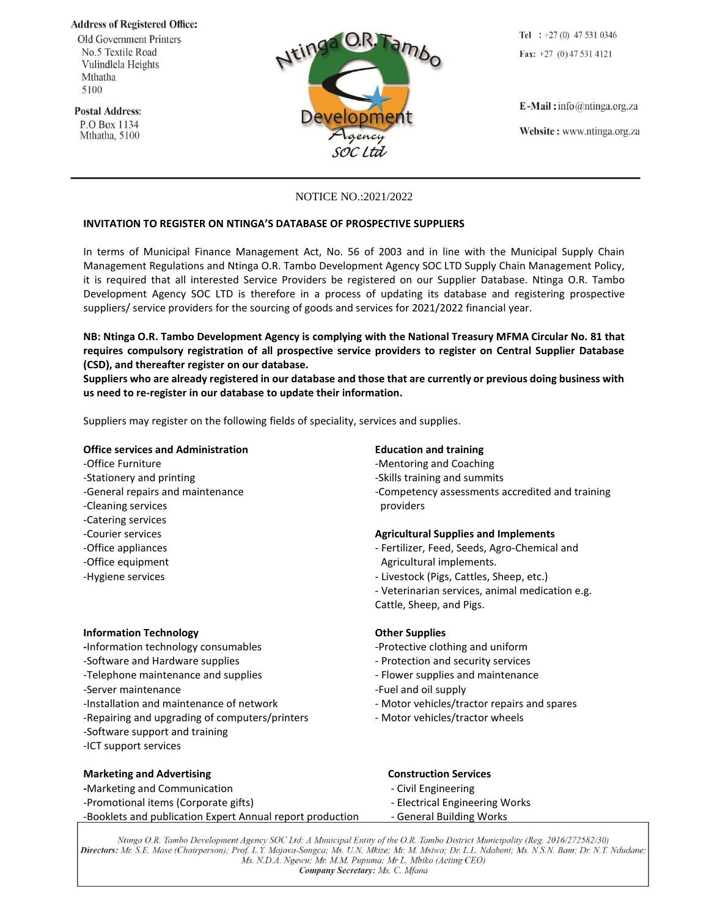**Address of Registered Office:**
Old Government Printers
No.5 Textile Road
Vulindlela Heights
Mthatha
5100

**Postal Address:**
P.O Box 1134
Mthatha, 5100

Ntinga O.R. Tambo Development Agency SOC Ltd

**Tel** : +27 (0) 47 531 0346
**Fax:** +27 (0) 47 531 4121

**E-Mail :** info@ntinga.org.za

**Website :** www.ntinga.org.za

NOTICE NO.:2021/2022

**INVITATION TO REGISTER ON NTINGA'S DATABASE OF PROSPECTIVE SUPPLIERS**

In terms of Municipal Finance Management Act, No. 56 of 2003 and in line with the Municipal Supply Chain Management Regulations and Ntinga O.R. Tambo Development Agency SOC LTD Supply Chain Management Policy, it is required that all interested Service Providers be registered on our Supplier Database. Ntinga O.R. Tambo Development Agency SOC LTD is therefore in a process of updating its database and registering prospective suppliers/ service providers for the sourcing of goods and services for 2021/2022 financial year.

**NB: Ntinga O.R. Tambo Development Agency is complying with the National Treasury MFMA Circular No. 81 that requires compulsory registration of all prospective service providers to register on Central Supplier Database (CSD), and thereafter register on our database.**
**Suppliers who are already registered in our database and those that are currently or previous doing business with us need to re-register in our database to update their information.**

Suppliers may register on the following fields of speciality, services and supplies.

**Office services and Administration**
-Office Furniture
-Stationery and printing
-General repairs and maintenance
-Cleaning services
-Catering services
-Courier services
-Office appliances
-Office equipment
-Hygiene services

**Information Technology**
-Information technology consumables
-Software and Hardware supplies
-Telephone maintenance and supplies
-Server maintenance
-Installation and maintenance of network
-Repairing and upgrading of computers/printers
-Software support and training
-ICT support services

**Marketing and Advertising**
-Marketing and Communication
-Promotional items (Corporate gifts)
-Booklets and publication Expert Annual report production

**Education and training**
-Mentoring and Coaching
-Skills training and summits
-Competency assessments accredited and training providers

**Agricultural Supplies and Implements**
- Fertilizer, Feed, Seeds, Agro-Chemical and Agricultural implements.
- Livestock (Pigs, Cattles, Sheep, etc.)
- Veterinarian services, animal medication e.g. Cattle, Sheep, and Pigs.

**Other Supplies**
-Protective clothing and uniform
- Protection and security services
- Flower supplies and maintenance
-Fuel and oil supply
- Motor vehicles/tractor repairs and spares
- Motor vehicles/tractor wheels

**Construction Services**
- Civil Engineering
- Electrical Engineering Works
- General Building Works

*Ntinga O.R. Tambo Development Agency SOC Ltd: A Municipal Entity of the O.R. Tambo District Municipality (Reg. 2016/272582/30)*
***Directors:*** *Mr. S.E. Mase (Chairperson); Prof. L.Y. Majova-Songca; Ms. U.N. Mkize; Mr. M. Msiwa; Dr. L.L. Ndabeni; Ms. N.S.N. Bam; Dr. N.T. Ndudane; Ms. N.D.A. Ngewu; Mr. M.M. Pupuma; Mr L. Mbiko (Acting CEO)*
***Company Secretary:*** *Ms. C. Mfana*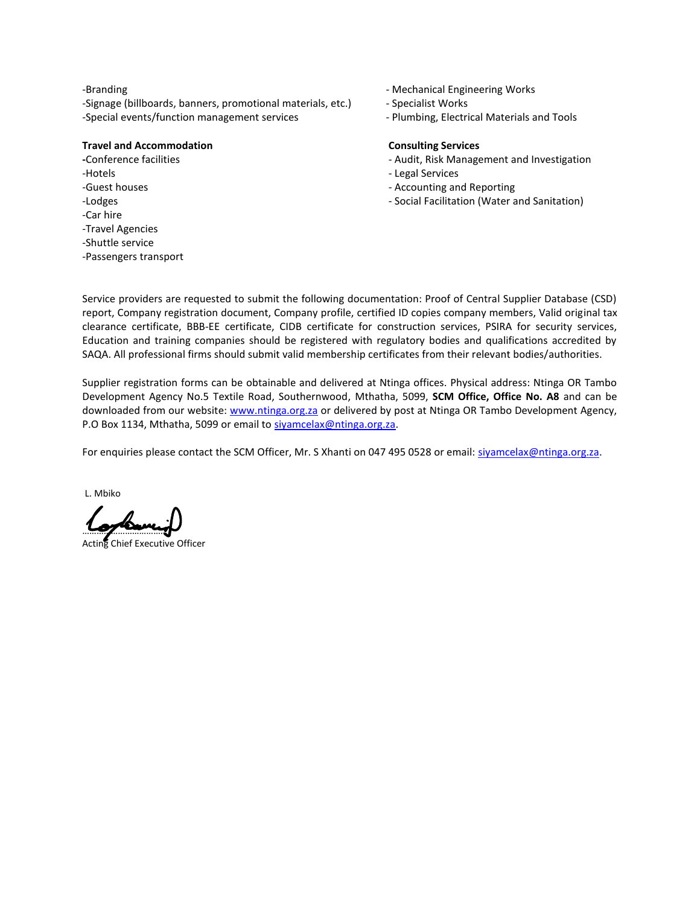-Branding
-Signage (billboards, banners, promotional materials, etc.)
-Special events/function management services

**Travel and Accommodation**
-Conference facilities
-Hotels
-Guest houses
-Lodges
-Car hire
-Travel Agencies
-Shuttle service
-Passengers transport

- Mechanical Engineering Works
- Specialist Works
- Plumbing, Electrical Materials and Tools

**Consulting Services**
- Audit, Risk Management and Investigation
- Legal Services
- Accounting and Reporting
- Social Facilitation (Water and Sanitation)

Service providers are requested to submit the following documentation: Proof of Central Supplier Database (CSD) report, Company registration document, Company profile, certified ID copies company members, Valid original tax clearance certificate, BBB-EE certificate, CIDB certificate for construction services, PSIRA for security services, Education and training companies should be registered with regulatory bodies and qualifications accredited by SAQA. All professional firms should submit valid membership certificates from their relevant bodies/authorities.

Supplier registration forms can be obtainable and delivered at Ntinga offices. Physical address: Ntinga OR Tambo Development Agency No.5 Textile Road, Southernwood, Mthatha, 5099, **SCM Office, Office No. A8** and can be downloaded from our website: www.ntinga.org.za or delivered by post at Ntinga OR Tambo Development Agency, P.O Box 1134, Mthatha, 5099 or email to siyamcelax@ntinga.org.za.

For enquiries please contact the SCM Officer, Mr. S Xhanti on 047 495 0528 or email: siyamcelax@ntinga.org.za.

L. Mbiko

………………………………
Acting Chief Executive Officer